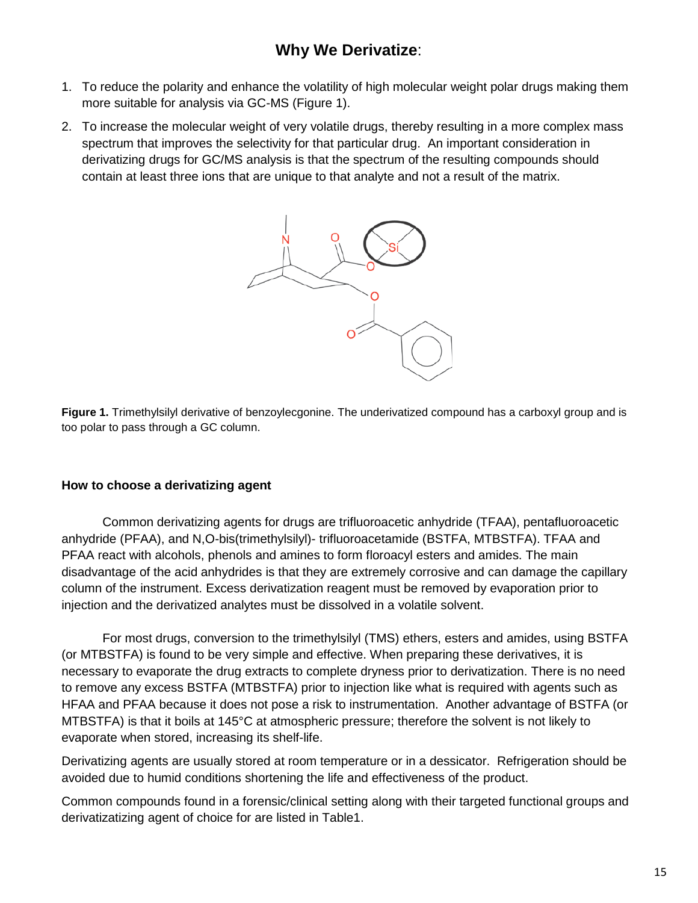## Why We Derivatize:

1. To reduce the polarity and enhance the volatility of high molecular weight polar drugs making them more suitable for analysis via GC-MS (Figure 1).
2. To increase the molecular weight of very volatile drugs, thereby resulting in a more complex mass spectrum that improves the selectivity for that particular drug. An important consideration in derivatizing drugs for GC/MS analysis is that the spectrum of the resulting compounds should contain at least three ions that are unique to that analyte and not a result of the matrix.

**Figure 1.** Trimethylsilyl derivative of benzoylecgonine. The underivatized compound has a carboxyl group and is too polar to pass through a GC column.

**How to choose a derivatizing agent**

Common derivatizing agents for drugs are trifluoroacetic anhydride (TFAA), pentafluoroacetic anhydride (PFAA), and N,O-bis(trimethylsilyl)- trifluoroacetamide (BSTFA, MTBSTFA). TFAA and PFAA react with alcohols, phenols and amines to form floroacyl esters and amides. The main disadvantage of the acid anhydrides is that they are extremely corrosive and can damage the capillary column of the instrument. Excess derivatization reagent must be removed by evaporation prior to injection and the derivatized analytes must be dissolved in a volatile solvent.

For most drugs, conversion to the trimethylsilyl (TMS) ethers, esters and amides, using BSTFA (or MTBSTFA) is found to be very simple and effective. When preparing these derivatives, it is necessary to evaporate the drug extracts to complete dryness prior to derivatization. There is no need to remove any excess BSTFA (MTBSTFA) prior to injection like what is required with agents such as HFAA and PFAA because it does not pose a risk to instrumentation. Another advantage of BSTFA (or MTBSTFA) is that it boils at 145°C at atmospheric pressure; therefore the solvent is not likely to evaporate when stored, increasing its shelf-life.

Derivatizing agents are usually stored at room temperature or in a dessicator. Refrigeration should be avoided due to humid conditions shortening the life and effectiveness of the product.

Common compounds found in a forensic/clinical setting along with their targeted functional groups and derivatizatizing agent of choice for are listed in Table1.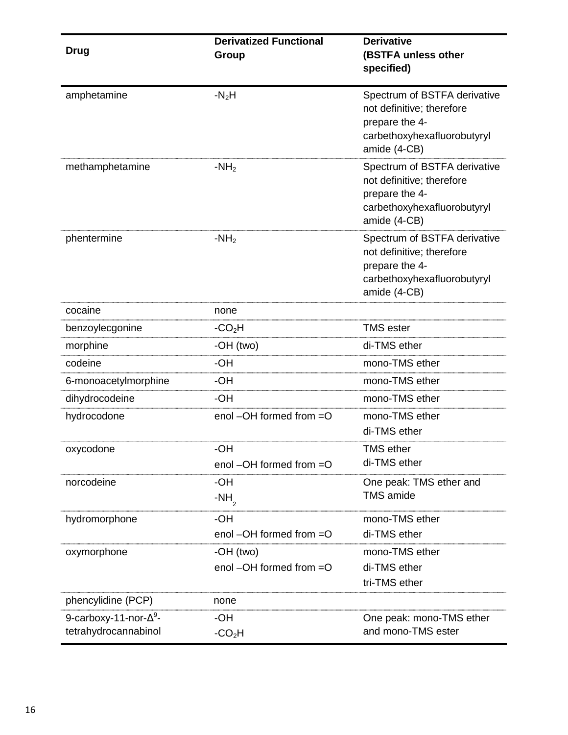| Drug | Derivatized Functional Group | Derivative (BSTFA unless other specified) |
|---|---|---|
| amphetamine | $-N_2H$ | Spectrum of BSTFA derivative not definitive; therefore prepare the 4-carbethoxyhexafluorobutyryl amide (4-CB) |
| methamphetamine | $-NH_2$ | Spectrum of BSTFA derivative not definitive; therefore prepare the 4-carbethoxyhexafluorobutyryl amide (4-CB) |
| phentermine | $-NH_2$ | Spectrum of BSTFA derivative not definitive; therefore prepare the 4-carbethoxyhexafluorobutyryl amide (4-CB) |
| cocaine | none | |
| benzoylecgonine | $-CO_2H$ | TMS ester |
| morphine | -OH (two) | di-TMS ether |
| codeine | -OH | mono-TMS ether |
| 6-monoacetylmorphine | -OH | mono-TMS ether |
| dihydrocodeine | -OH | mono-TMS ether |
| hydrocodone | enol –OH formed from =O | mono-TMS ether<br>di-TMS ether |
| oxycodone | -OH<br>enol –OH formed from =O | TMS ether<br>di-TMS ether |
| norcodeine | -OH<br>$-NH_2$ | One peak: TMS ether and TMS amide |
| hydromorphone | -OH<br>enol –OH formed from =O | mono-TMS ether<br>di-TMS ether |
| oxymorphone | -OH (two)<br>enol –OH formed from =O | mono-TMS ether<br>di-TMS ether<br>tri-TMS ether |
| phencylidine (PCP) | none | |
| 9-carboxy-11-nor-$\Delta^9$-tetrahydrocannabinol | -OH<br>$-CO_2H$ | One peak: mono-TMS ether and mono-TMS ester |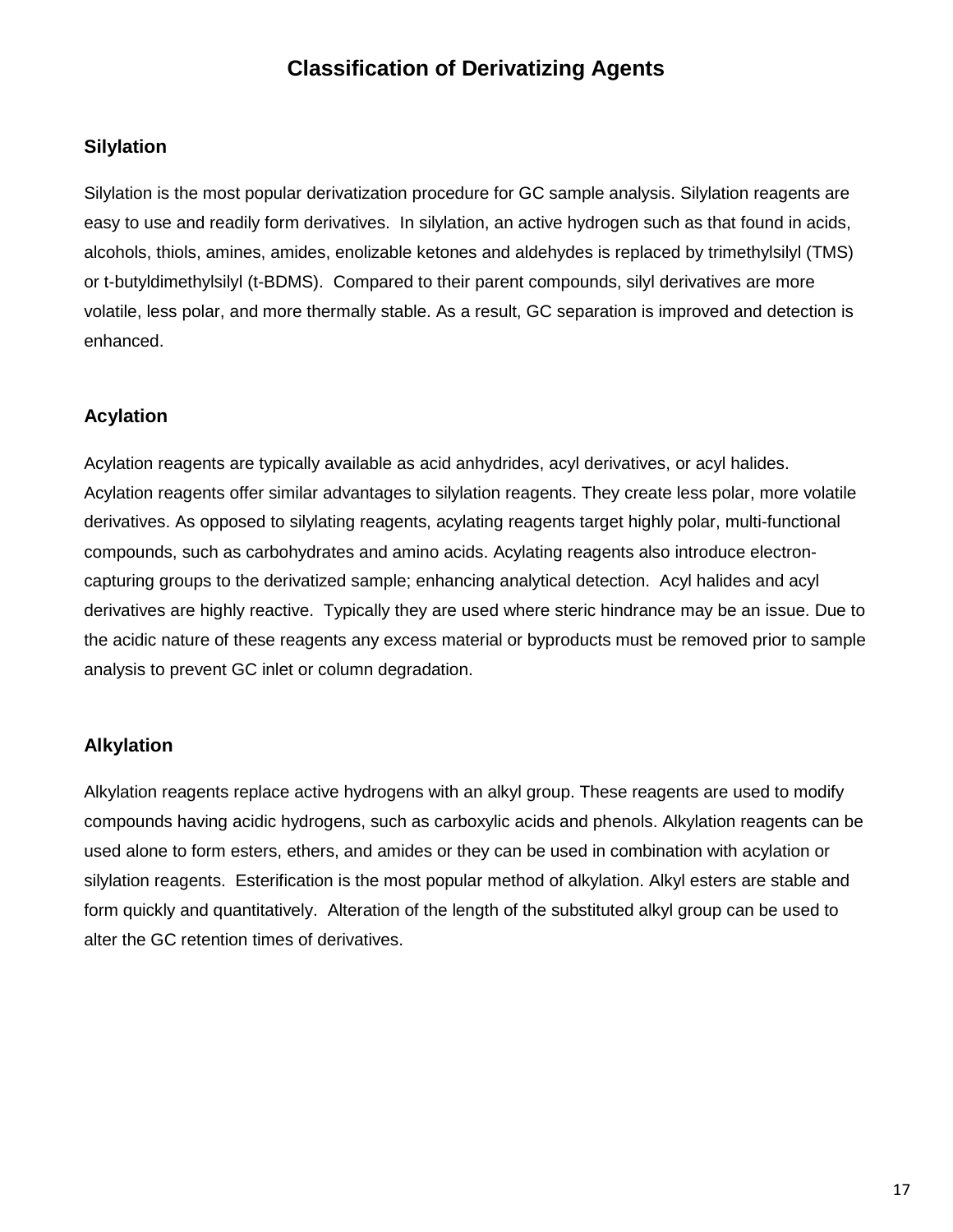# Classification of Derivatizing Agents

## Silylation

Silylation is the most popular derivatization procedure for GC sample analysis. Silylation reagents are easy to use and readily form derivatives. In silylation, an active hydrogen such as that found in acids, alcohols, thiols, amines, amides, enolizable ketones and aldehydes is replaced by trimethylsilyl (TMS) or t-butyldimethylsilyl (t-BDMS). Compared to their parent compounds, silyl derivatives are more volatile, less polar, and more thermally stable. As a result, GC separation is improved and detection is enhanced.

## Acylation

Acylation reagents are typically available as acid anhydrides, acyl derivatives, or acyl halides. Acylation reagents offer similar advantages to silylation reagents. They create less polar, more volatile derivatives. As opposed to silylating reagents, acylating reagents target highly polar, multi-functional compounds, such as carbohydrates and amino acids. Acylating reagents also introduce electron-capturing groups to the derivatized sample; enhancing analytical detection. Acyl halides and acyl derivatives are highly reactive. Typically they are used where steric hindrance may be an issue. Due to the acidic nature of these reagents any excess material or byproducts must be removed prior to sample analysis to prevent GC inlet or column degradation.

## Alkylation

Alkylation reagents replace active hydrogens with an alkyl group. These reagents are used to modify compounds having acidic hydrogens, such as carboxylic acids and phenols. Alkylation reagents can be used alone to form esters, ethers, and amides or they can be used in combination with acylation or silylation reagents. Esterification is the most popular method of alkylation. Alkyl esters are stable and form quickly and quantitatively. Alteration of the length of the substituted alkyl group can be used to alter the GC retention times of derivatives.